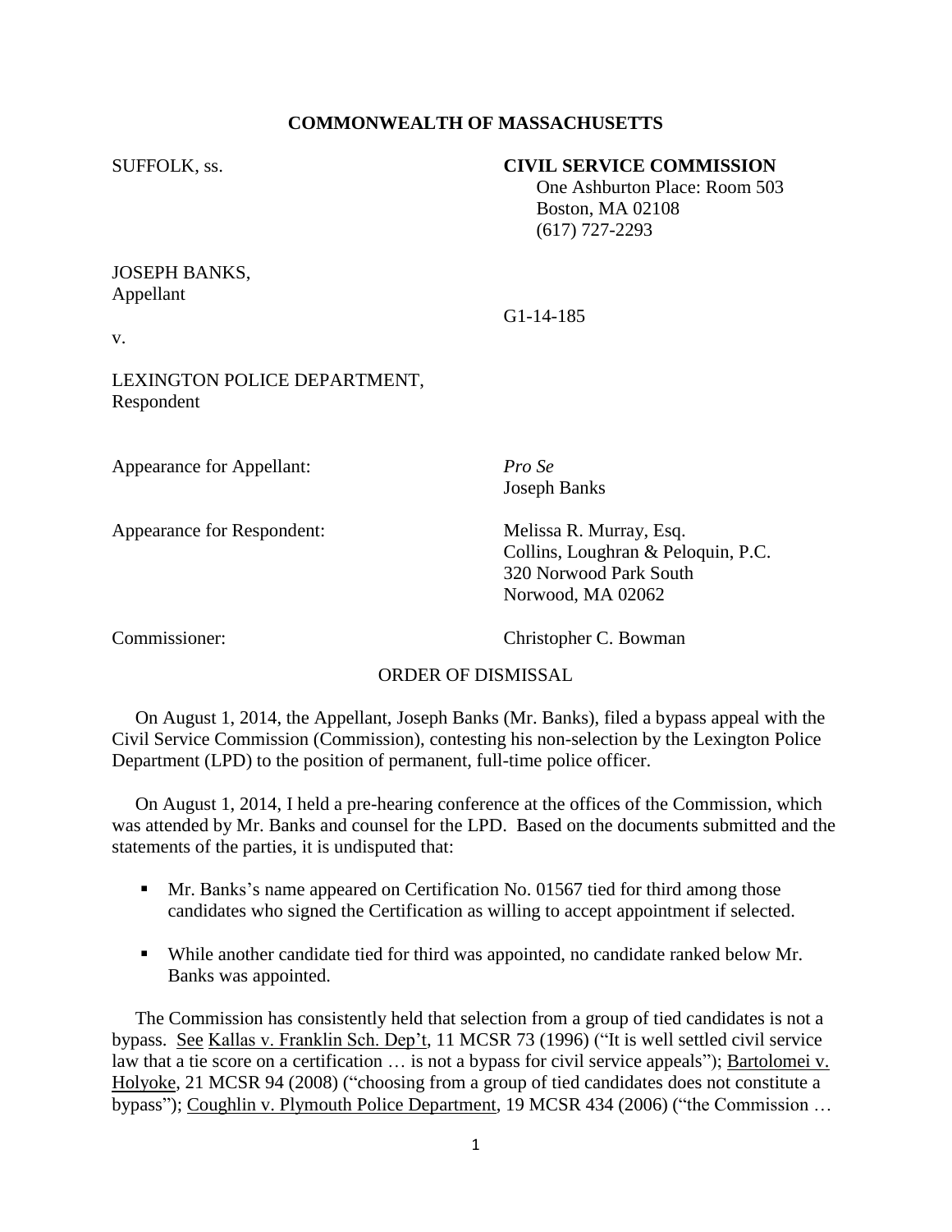**COMMONWEALTH OF MASSACHUSETTS**

SUFFOLK, ss.

**CIVIL SERVICE COMMISSION**
One Ashburton Place: Room 503
Boston, MA 02108
(617) 727-2293

JOSEPH BANKS,
Appellant

v.

G1-14-185

LEXINGTON POLICE DEPARTMENT,
Respondent

Appearance for Appellant: *Pro Se*
Joseph Banks

Appearance for Respondent: Melissa R. Murray, Esq.
Collins, Loughran & Peloquin, P.C.
320 Norwood Park South
Norwood, MA 02062

Commissioner: Christopher C. Bowman

ORDER OF DISMISSAL

On August 1, 2014, the Appellant, Joseph Banks (Mr. Banks), filed a bypass appeal with the Civil Service Commission (Commission), contesting his non-selection by the Lexington Police Department (LPD) to the position of permanent, full-time police officer.

On August 1, 2014, I held a pre-hearing conference at the offices of the Commission, which was attended by Mr. Banks and counsel for the LPD. Based on the documents submitted and the statements of the parties, it is undisputed that:

- Mr. Banks's name appeared on Certification No. 01567 tied for third among those candidates who signed the Certification as willing to accept appointment if selected.
- While another candidate tied for third was appointed, no candidate ranked below Mr. Banks was appointed.

The Commission has consistently held that selection from a group of tied candidates is not a bypass. See Kallas v. Franklin Sch. Dep't, 11 MCSR 73 (1996) ("It is well settled civil service law that a tie score on a certification … is not a bypass for civil service appeals"); Bartolomei v. Holyoke, 21 MCSR 94 (2008) ("choosing from a group of tied candidates does not constitute a bypass"); Coughlin v. Plymouth Police Department, 19 MCSR 434 (2006) ("the Commission …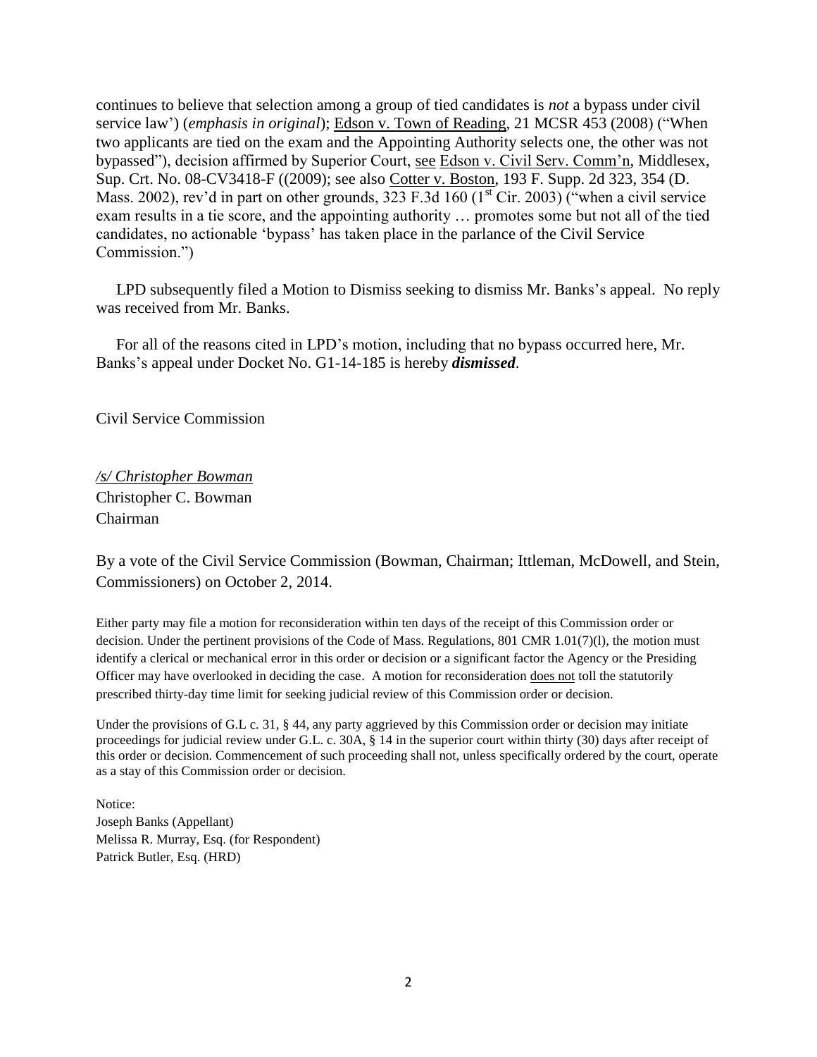continues to believe that selection among a group of tied candidates is *not* a bypass under civil service law') (*emphasis in original*); Edson v. Town of Reading, 21 MCSR 453 (2008) ("When two applicants are tied on the exam and the Appointing Authority selects one, the other was not bypassed"), decision affirmed by Superior Court, see Edson v. Civil Serv. Comm'n, Middlesex, Sup. Crt. No. 08-CV3418-F ((2009); see also Cotter v. Boston, 193 F. Supp. 2d 323, 354 (D. Mass. 2002), rev'd in part on other grounds, 323 F.3d 160 (1st Cir. 2003) ("when a civil service exam results in a tie score, and the appointing authority … promotes some but not all of the tied candidates, no actionable 'bypass' has taken place in the parlance of the Civil Service Commission.")

LPD subsequently filed a Motion to Dismiss seeking to dismiss Mr. Banks's appeal. No reply was received from Mr. Banks.

For all of the reasons cited in LPD's motion, including that no bypass occurred here, Mr. Banks's appeal under Docket No. G1-14-185 is hereby ***dismissed***.

Civil Service Commission

*/s/ Christopher Bowman*
Christopher C. Bowman
Chairman

By a vote of the Civil Service Commission (Bowman, Chairman; Ittleman, McDowell, and Stein, Commissioners) on October 2, 2014.

Either party may file a motion for reconsideration within ten days of the receipt of this Commission order or decision. Under the pertinent provisions of the Code of Mass. Regulations, 801 CMR 1.01(7)(l), the motion must identify a clerical or mechanical error in this order or decision or a significant factor the Agency or the Presiding Officer may have overlooked in deciding the case. A motion for reconsideration does not toll the statutorily prescribed thirty-day time limit for seeking judicial review of this Commission order or decision.

Under the provisions of G.L c. 31, § 44, any party aggrieved by this Commission order or decision may initiate proceedings for judicial review under G.L. c. 30A, § 14 in the superior court within thirty (30) days after receipt of this order or decision. Commencement of such proceeding shall not, unless specifically ordered by the court, operate as a stay of this Commission order or decision.

Notice:
Joseph Banks (Appellant)
Melissa R. Murray, Esq. (for Respondent)
Patrick Butler, Esq. (HRD)